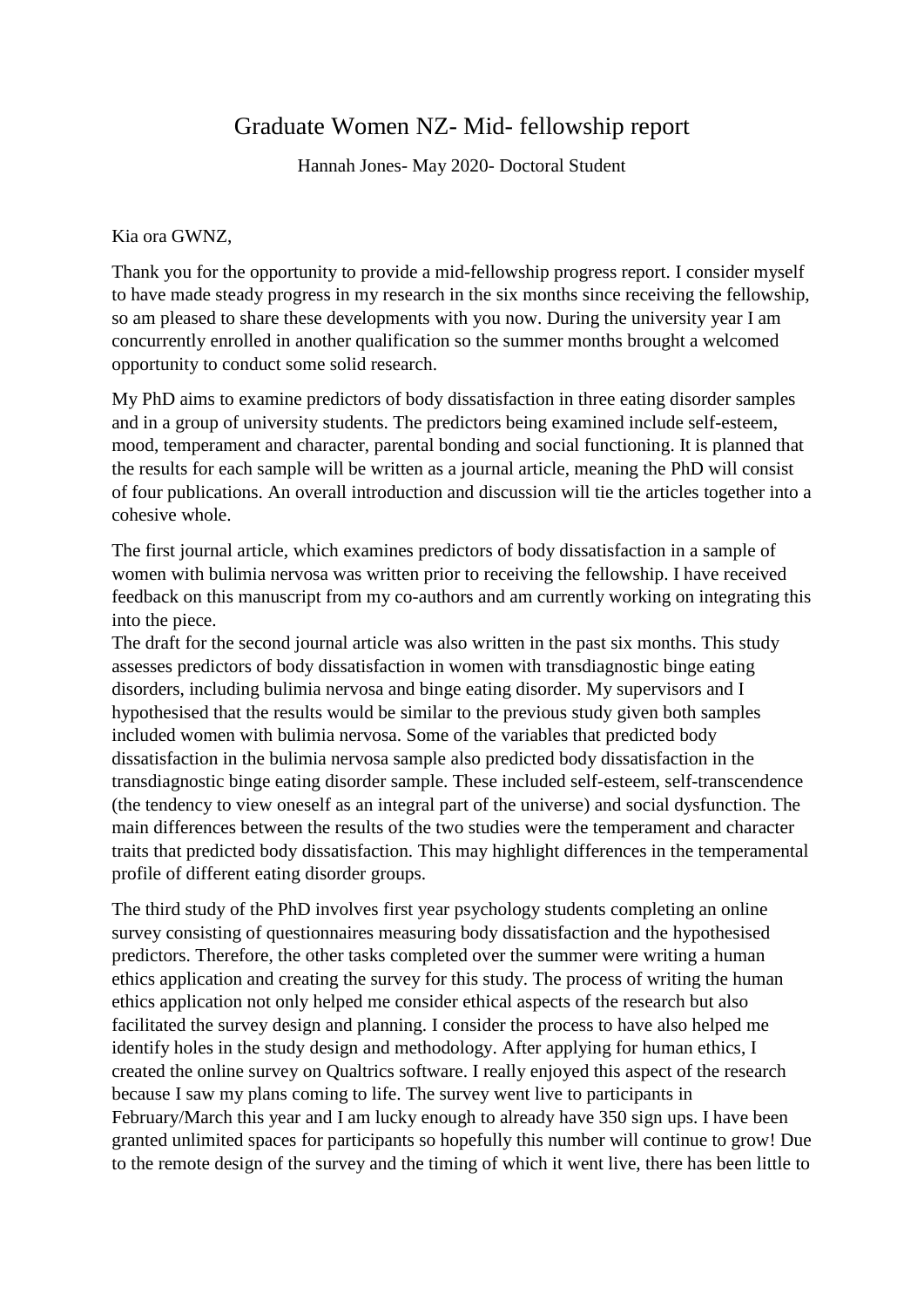# Graduate Women NZ- Mid- fellowship report

Hannah Jones- May 2020- Doctoral Student

Kia ora GWNZ,

Thank you for the opportunity to provide a mid-fellowship progress report. I consider myself to have made steady progress in my research in the six months since receiving the fellowship, so am pleased to share these developments with you now. During the university year I am concurrently enrolled in another qualification so the summer months brought a welcomed opportunity to conduct some solid research.

My PhD aims to examine predictors of body dissatisfaction in three eating disorder samples and in a group of university students. The predictors being examined include self-esteem, mood, temperament and character, parental bonding and social functioning. It is planned that the results for each sample will be written as a journal article, meaning the PhD will consist of four publications. An overall introduction and discussion will tie the articles together into a cohesive whole.

The first journal article, which examines predictors of body dissatisfaction in a sample of women with bulimia nervosa was written prior to receiving the fellowship. I have received feedback on this manuscript from my co-authors and am currently working on integrating this into the piece.
The draft for the second journal article was also written in the past six months. This study assesses predictors of body dissatisfaction in women with transdiagnostic binge eating disorders, including bulimia nervosa and binge eating disorder. My supervisors and I hypothesised that the results would be similar to the previous study given both samples included women with bulimia nervosa. Some of the variables that predicted body dissatisfaction in the bulimia nervosa sample also predicted body dissatisfaction in the transdiagnostic binge eating disorder sample. These included self-esteem, self-transcendence (the tendency to view oneself as an integral part of the universe) and social dysfunction. The main differences between the results of the two studies were the temperament and character traits that predicted body dissatisfaction. This may highlight differences in the temperamental profile of different eating disorder groups.

The third study of the PhD involves first year psychology students completing an online survey consisting of questionnaires measuring body dissatisfaction and the hypothesised predictors. Therefore, the other tasks completed over the summer were writing a human ethics application and creating the survey for this study. The process of writing the human ethics application not only helped me consider ethical aspects of the research but also facilitated the survey design and planning. I consider the process to have also helped me identify holes in the study design and methodology. After applying for human ethics, I created the online survey on Qualtrics software. I really enjoyed this aspect of the research because I saw my plans coming to life. The survey went live to participants in February/March this year and I am lucky enough to already have 350 sign ups. I have been granted unlimited spaces for participants so hopefully this number will continue to grow! Due to the remote design of the survey and the timing of which it went live, there has been little to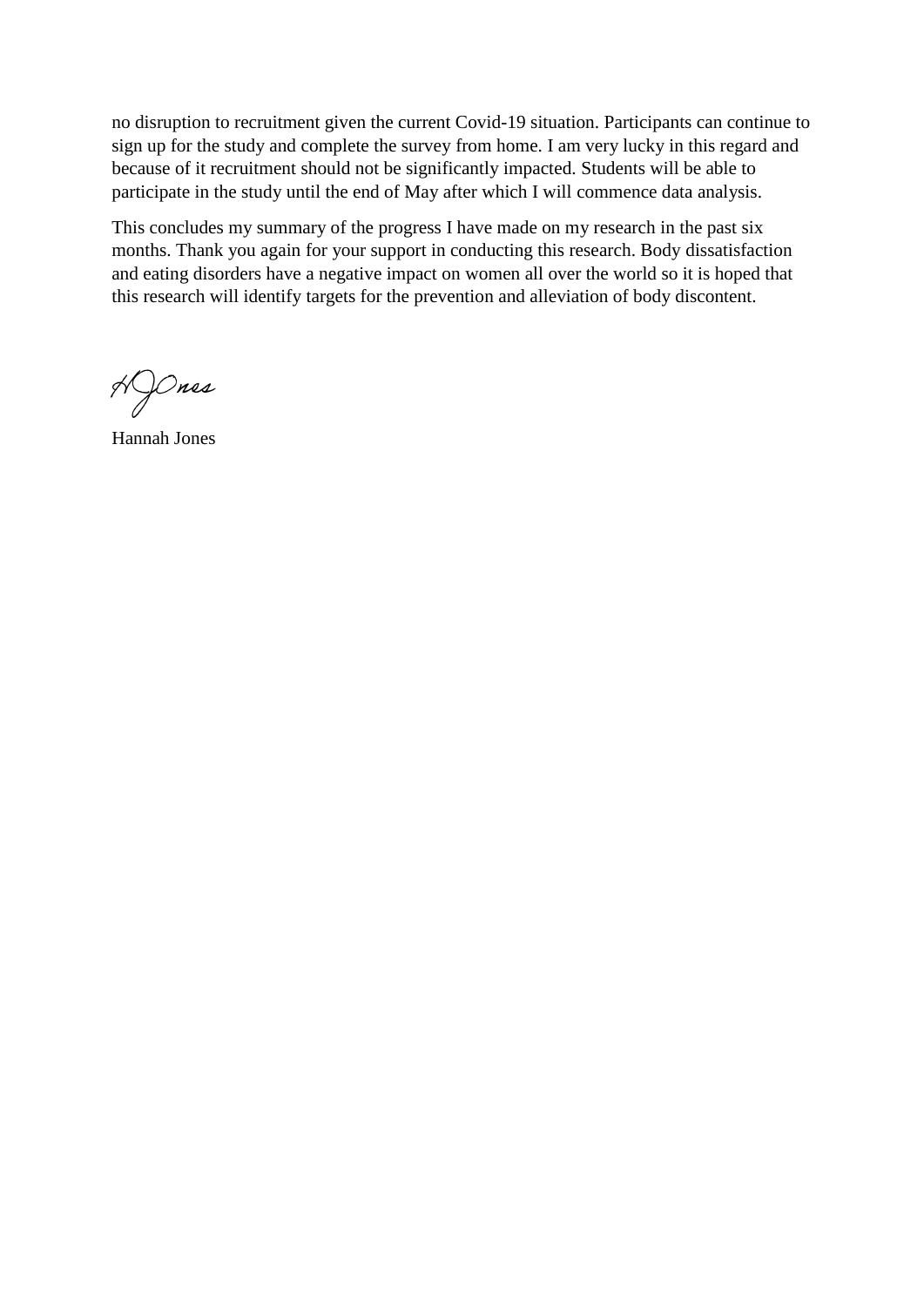no disruption to recruitment given the current Covid-19 situation. Participants can continue to sign up for the study and complete the survey from home. I am very lucky in this regard and because of it recruitment should not be significantly impacted. Students will be able to participate in the study until the end of May after which I will commence data analysis.

This concludes my summary of the progress I have made on my research in the past six months. Thank you again for your support in conducting this research. Body dissatisfaction and eating disorders have a negative impact on women all over the world so it is hoped that this research will identify targets for the prevention and alleviation of body discontent.

HJones

Hannah Jones